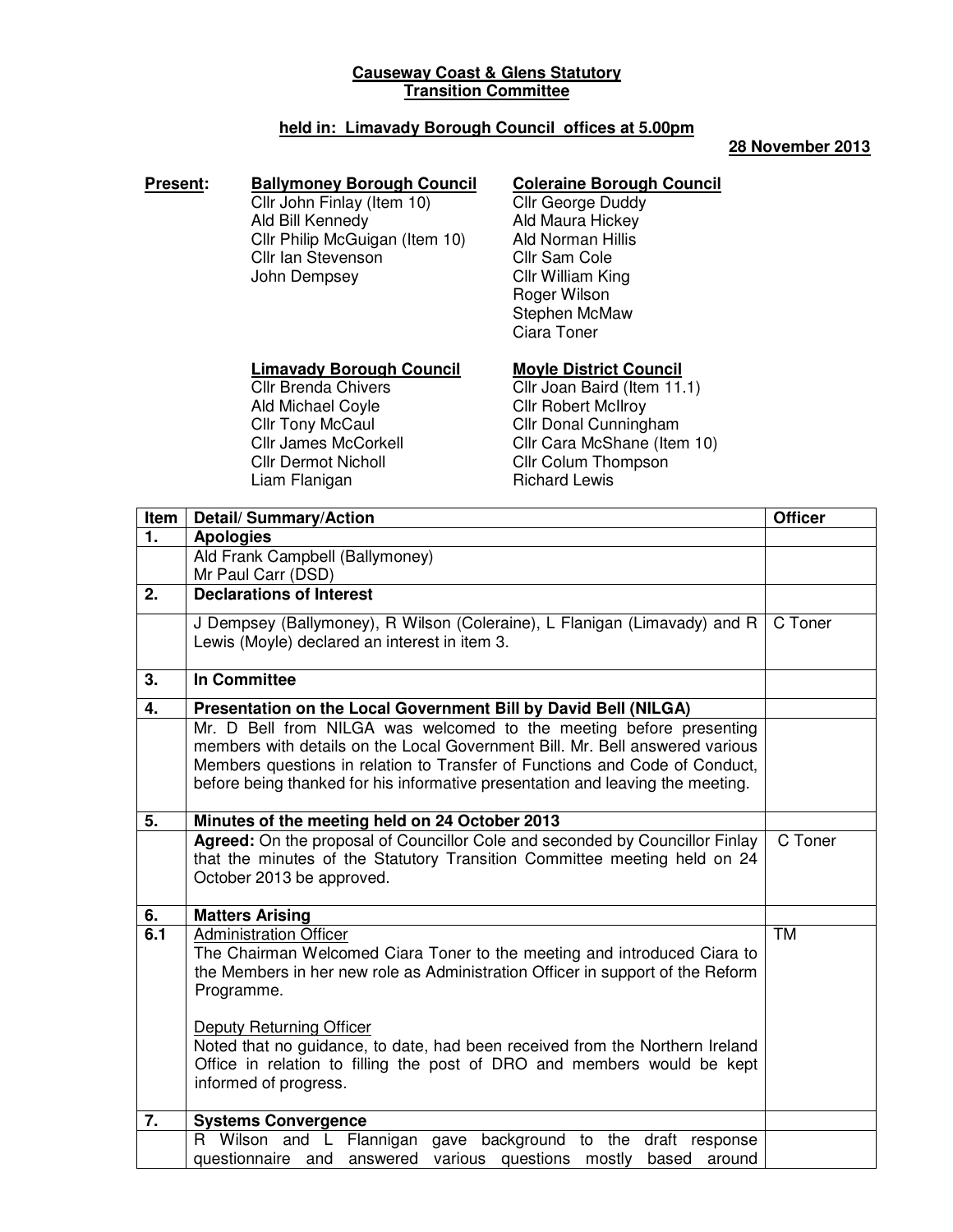**Causeway Coast & Glens Statutory Transition Committee**

**held in: Limavady Borough Council offices at 5.00pm**

**28 November 2013**

**Present:**

**Ballymoney Borough Council**
Cllr John Finlay (Item 10)
Ald Bill Kennedy
Cllr Philip McGuigan (Item 10)
Cllr Ian Stevenson
John Dempsey

**Coleraine Borough Council**
Cllr George Duddy
Ald Maura Hickey
Ald Norman Hillis
Cllr Sam Cole
Cllr William King
Roger Wilson
Stephen McMaw
Ciara Toner

**Limavady Borough Council**
Cllr Brenda Chivers
Ald Michael Coyle
Cllr Tony McCaul
Cllr James McCorkell
Cllr Dermot Nicholl
Liam Flanigan

**Moyle District Council**
Cllr Joan Baird (Item 11.1)
Cllr Robert McIlroy
Cllr Donal Cunningham
Cllr Cara McShane (Item 10)
Cllr Colum Thompson
Richard Lewis

| Item | Detail/ Summary/Action | Officer |
|---|---|---|
| **1.** | **Apologies** | |
| | Ald Frank Campbell (Ballymoney)<br>Mr Paul Carr (DSD) | |
| **2.** | **Declarations of Interest** | |
| | J Dempsey (Ballymoney), R Wilson (Coleraine), L Flanigan (Limavady) and R Lewis (Moyle) declared an interest in item 3. | C Toner |
| **3.** | **In Committee** | |
| **4.** | **Presentation on the Local Government Bill by David Bell (NILGA)** | |
| | Mr. D Bell from NILGA was welcomed to the meeting before presenting members with details on the Local Government Bill. Mr. Bell answered various Members questions in relation to Transfer of Functions and Code of Conduct, before being thanked for his informative presentation and leaving the meeting. | |
| **5.** | **Minutes of the meeting held on 24 October 2013** | |
| | **Agreed:** On the proposal of Councillor Cole and seconded by Councillor Finlay that the minutes of the Statutory Transition Committee meeting held on 24 October 2013 be approved. | C Toner |
| **6.** | **Matters Arising** | |
| **6.1** | <u>Administration Officer</u><br>The Chairman Welcomed Ciara Toner to the meeting and introduced Ciara to the Members in her new role as Administration Officer in support of the Reform Programme.<br><br><u>Deputy Returning Officer</u><br>Noted that no guidance, to date, had been received from the Northern Ireland Office in relation to filling the post of DRO and members would be kept informed of progress. | TM |
| **7.** | **Systems Convergence** | |
| | R Wilson and L Flannigan gave background to the draft response questionnaire and answered various questions mostly based around | |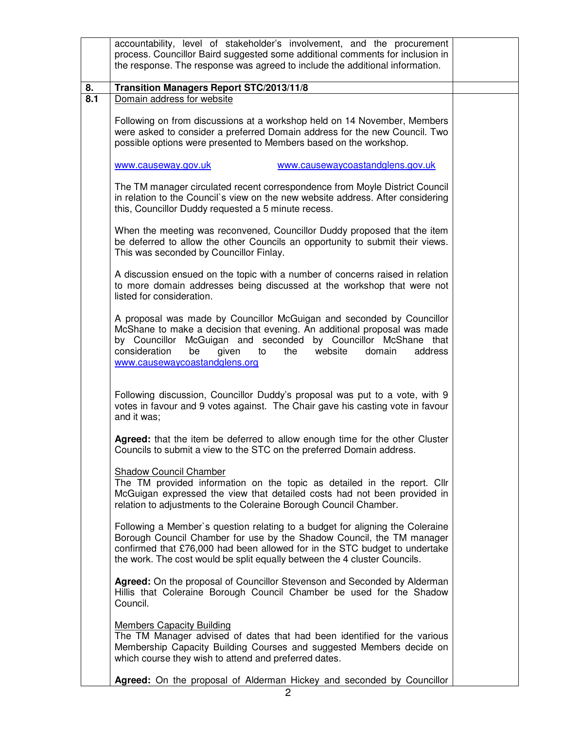| | | |
|---|---|---|
| | accountability, level of stakeholder's involvement, and the procurement process. Councillor Baird suggested some additional comments for inclusion in the response. The response was agreed to include the additional information. | |
| **8.** | **Transition Managers Report STC/2013/11/8** | |
| **8.1** | Domain address for website<br><br>Following on from discussions at a workshop held on 14 November, Members were asked to consider a preferred Domain address for the new Council. Two possible options were presented to Members based on the workshop.<br><br>www.causeway.gov.uk &nbsp;&nbsp;&nbsp;&nbsp; www.causewaycoastandglens.gov.uk<br><br>The TM manager circulated recent correspondence from Moyle District Council in relation to the Council`s view on the new website address. After considering this, Councillor Duddy requested a 5 minute recess.<br><br>When the meeting was reconvened, Councillor Duddy proposed that the item be deferred to allow the other Councils an opportunity to submit their views. This was seconded by Councillor Finlay.<br><br>A discussion ensued on the topic with a number of concerns raised in relation to more domain addresses being discussed at the workshop that were not listed for consideration.<br><br>A proposal was made by Councillor McGuigan and seconded by Councillor McShane to make a decision that evening. An additional proposal was made by Councillor McGuigan and seconded by Councillor McShane that consideration be given to the website domain address www.causewaycoastandglens.org<br><br>Following discussion, Councillor Duddy's proposal was put to a vote, with 9 votes in favour and 9 votes against. The Chair gave his casting vote in favour and it was;<br><br>**Agreed:** that the item be deferred to allow enough time for the other Cluster Councils to submit a view to the STC on the preferred Domain address.<br><br>Shadow Council Chamber<br>The TM provided information on the topic as detailed in the report. Cllr McGuigan expressed the view that detailed costs had not been provided in relation to adjustments to the Coleraine Borough Council Chamber.<br><br>Following a Member`s question relating to a budget for aligning the Coleraine Borough Council Chamber for use by the Shadow Council, the TM manager confirmed that £76,000 had been allowed for in the STC budget to undertake the work. The cost would be split equally between the 4 cluster Councils.<br><br>**Agreed:** On the proposal of Councillor Stevenson and Seconded by Alderman Hillis that Coleraine Borough Council Chamber be used for the Shadow Council.<br><br>Members Capacity Building<br>The TM Manager advised of dates that had been identified for the various Membership Capacity Building Courses and suggested Members decide on which course they wish to attend and preferred dates.<br><br>**Agreed:** On the proposal of Alderman Hickey and seconded by Councillor | |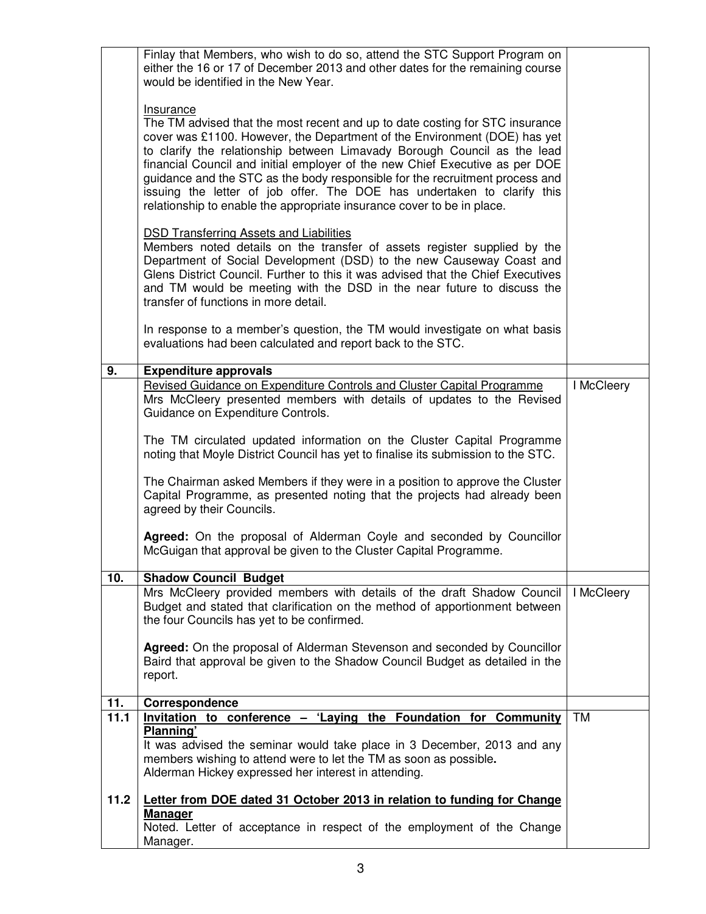| | | |
|---|---|---|
| | Finlay that Members, who wish to do so, attend the STC Support Program on either the 16 or 17 of December 2013 and other dates for the remaining course would be identified in the New Year.<br><br><u>Insurance</u><br>The TM advised that the most recent and up to date costing for STC insurance cover was £1100. However, the Department of the Environment (DOE) has yet to clarify the relationship between Limavady Borough Council as the lead financial Council and initial employer of the new Chief Executive as per DOE guidance and the STC as the body responsible for the recruitment process and issuing the letter of job offer. The DOE has undertaken to clarify this relationship to enable the appropriate insurance cover to be in place.<br><br><u>DSD Transferring Assets and Liabilities</u><br>Members noted details on the transfer of assets register supplied by the Department of Social Development (DSD) to the new Causeway Coast and Glens District Council. Further to this it was advised that the Chief Executives and TM would be meeting with the DSD in the near future to discuss the transfer of functions in more detail.<br><br>In response to a member's question, the TM would investigate on what basis evaluations had been calculated and report back to the STC. | |
| **9.** | **Expenditure approvals** | |
| | <u>Revised Guidance on Expenditure Controls and Cluster Capital Programme</u><br>Mrs McCleery presented members with details of updates to the Revised Guidance on Expenditure Controls.<br><br>The TM circulated updated information on the Cluster Capital Programme noting that Moyle District Council has yet to finalise its submission to the STC.<br><br>The Chairman asked Members if they were in a position to approve the Cluster Capital Programme, as presented noting that the projects had already been agreed by their Councils.<br><br>**Agreed:** On the proposal of Alderman Coyle and seconded by Councillor McGuigan that approval be given to the Cluster Capital Programme. | I McCleery |
| **10.** | **Shadow Council Budget** | |
| | Mrs McCleery provided members with details of the draft Shadow Council Budget and stated that clarification on the method of apportionment between the four Councils has yet to be confirmed.<br><br>**Agreed:** On the proposal of Alderman Stevenson and seconded by Councillor Baird that approval be given to the Shadow Council Budget as detailed in the report. | I McCleery |
| **11.** | **Correspondence** | |
| **11.1** | **<u>Invitation to conference – 'Laying the Foundation for Community Planning'</u>**<br>It was advised the seminar would take place in 3 December, 2013 and any members wishing to attend were to let the TM as soon as possible**.**<br>Alderman Hickey expressed her interest in attending. | TM |
| **11.2** | **<u>Letter from DOE dated 31 October 2013 in relation to funding for Change Manager</u>**<br>Noted. Letter of acceptance in respect of the employment of the Change Manager. | |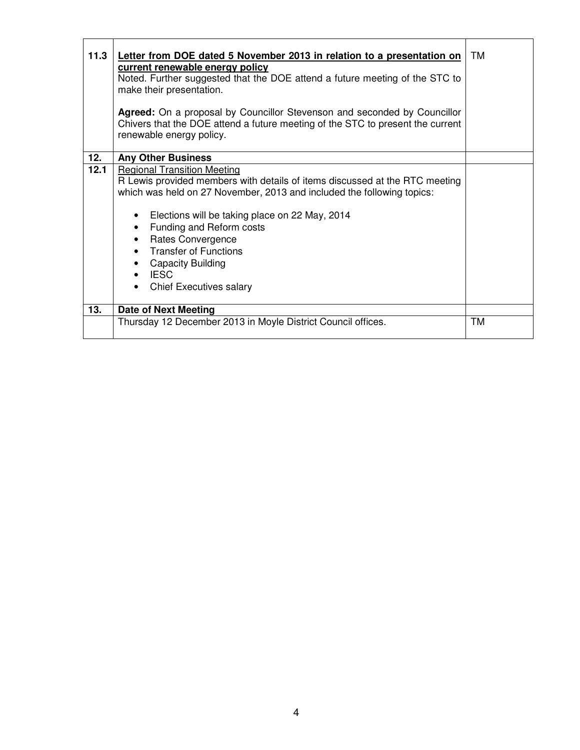| | | |
|---|---|---|
| **11.3** | **Letter from DOE dated 5 November 2013 in relation to a presentation on current renewable energy policy**<br>Noted. Further suggested that the DOE attend a future meeting of the STC to make their presentation.<br><br>**Agreed:** On a proposal by Councillor Stevenson and seconded by Councillor Chivers that the DOE attend a future meeting of the STC to present the current renewable energy policy. | TM |
| **12.** | **Any Other Business** | |
| **12.1** | Regional Transition Meeting<br>R Lewis provided members with details of items discussed at the RTC meeting which was held on 27 November, 2013 and included the following topics:<br><br>• Elections will be taking place on 22 May, 2014<br>• Funding and Reform costs<br>• Rates Convergence<br>• Transfer of Functions<br>• Capacity Building<br>• IESC<br>• Chief Executives salary | |
| **13.** | **Date of Next Meeting** | |
| | Thursday 12 December 2013 in Moyle District Council offices. | TM |